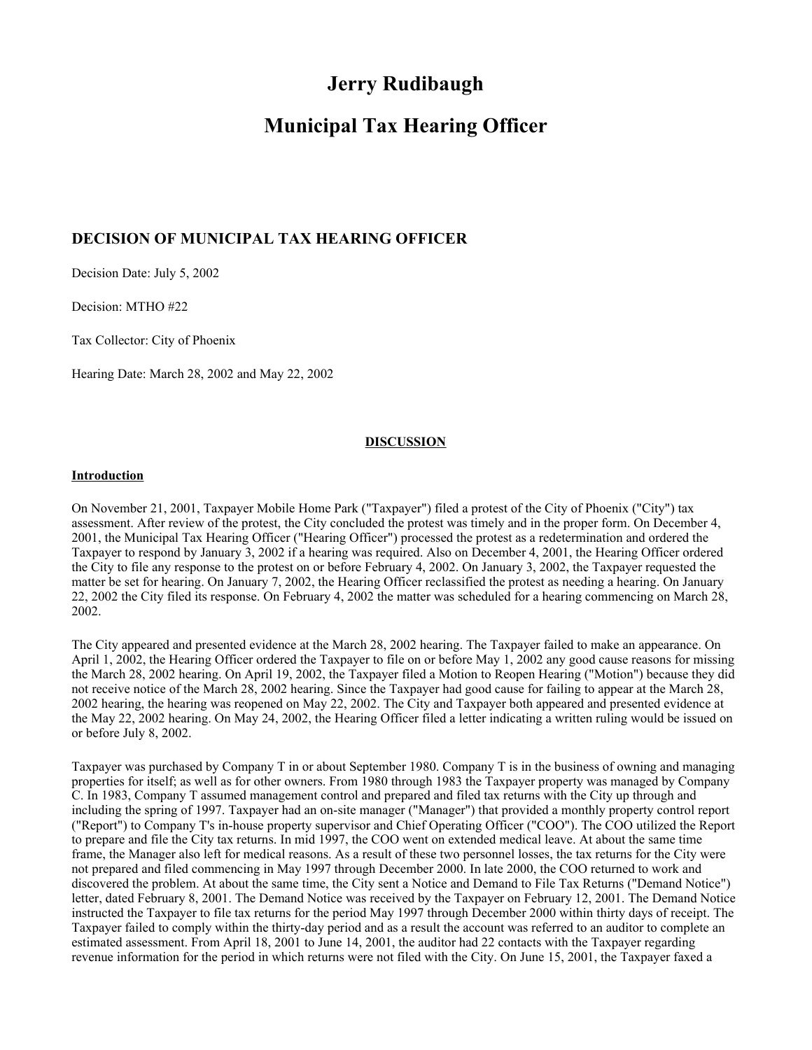# Jerry Rudibaugh

# Municipal Tax Hearing Officer

## DECISION OF MUNICIPAL TAX HEARING OFFICER

Decision Date: July 5, 2002

Decision: MTHO #22

Tax Collector: City of Phoenix

Hearing Date: March 28, 2002 and May 22, 2002

**DISCUSSION**

**Introduction**

On November 21, 2001, Taxpayer Mobile Home Park ("Taxpayer") filed a protest of the City of Phoenix ("City") tax assessment. After review of the protest, the City concluded the protest was timely and in the proper form. On December 4, 2001, the Municipal Tax Hearing Officer ("Hearing Officer") processed the protest as a redetermination and ordered the Taxpayer to respond by January 3, 2002 if a hearing was required. Also on December 4, 2001, the Hearing Officer ordered the City to file any response to the protest on or before February 4, 2002. On January 3, 2002, the Taxpayer requested the matter be set for hearing. On January 7, 2002, the Hearing Officer reclassified the protest as needing a hearing. On January 22, 2002 the City filed its response. On February 4, 2002 the matter was scheduled for a hearing commencing on March 28, 2002.

The City appeared and presented evidence at the March 28, 2002 hearing. The Taxpayer failed to make an appearance. On April 1, 2002, the Hearing Officer ordered the Taxpayer to file on or before May 1, 2002 any good cause reasons for missing the March 28, 2002 hearing. On April 19, 2002, the Taxpayer filed a Motion to Reopen Hearing ("Motion") because they did not receive notice of the March 28, 2002 hearing. Since the Taxpayer had good cause for failing to appear at the March 28, 2002 hearing, the hearing was reopened on May 22, 2002. The City and Taxpayer both appeared and presented evidence at the May 22, 2002 hearing. On May 24, 2002, the Hearing Officer filed a letter indicating a written ruling would be issued on or before July 8, 2002.

Taxpayer was purchased by Company T in or about September 1980. Company T is in the business of owning and managing properties for itself; as well as for other owners. From 1980 through 1983 the Taxpayer property was managed by Company C. In 1983, Company T assumed management control and prepared and filed tax returns with the City up through and including the spring of 1997. Taxpayer had an on-site manager ("Manager") that provided a monthly property control report ("Report") to Company T's in-house property supervisor and Chief Operating Officer ("COO"). The COO utilized the Report to prepare and file the City tax returns. In mid 1997, the COO went on extended medical leave. At about the same time frame, the Manager also left for medical reasons. As a result of these two personnel losses, the tax returns for the City were not prepared and filed commencing in May 1997 through December 2000. In late 2000, the COO returned to work and discovered the problem. At about the same time, the City sent a Notice and Demand to File Tax Returns ("Demand Notice") letter, dated February 8, 2001. The Demand Notice was received by the Taxpayer on February 12, 2001. The Demand Notice instructed the Taxpayer to file tax returns for the period May 1997 through December 2000 within thirty days of receipt. The Taxpayer failed to comply within the thirty-day period and as a result the account was referred to an auditor to complete an estimated assessment. From April 18, 2001 to June 14, 2001, the auditor had 22 contacts with the Taxpayer regarding revenue information for the period in which returns were not filed with the City. On June 15, 2001, the Taxpayer faxed a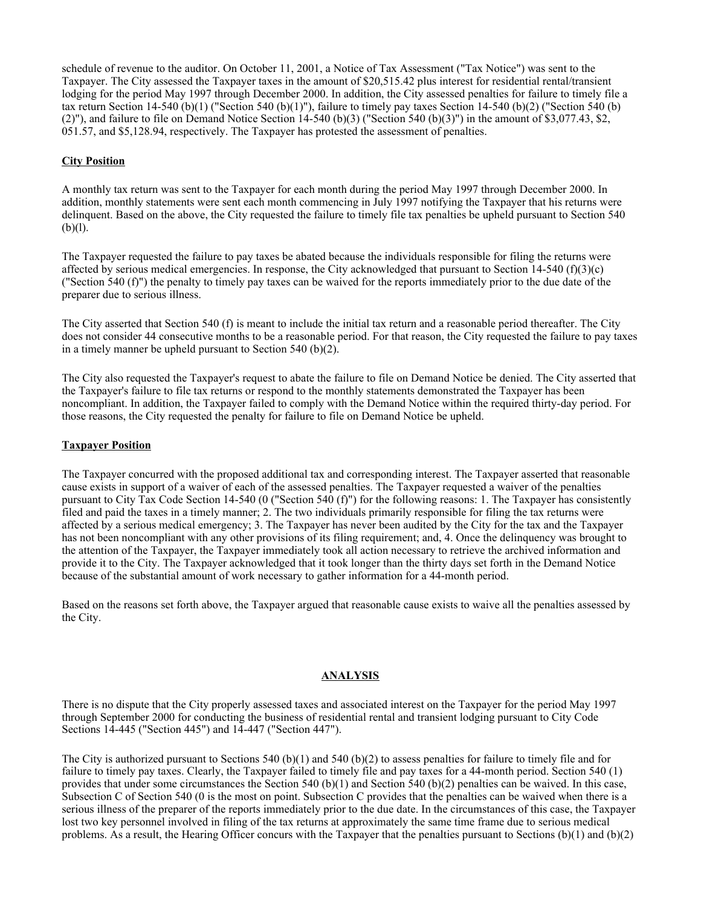schedule of revenue to the auditor. On October 11, 2001, a Notice of Tax Assessment ("Tax Notice") was sent to the Taxpayer. The City assessed the Taxpayer taxes in the amount of $20,515.42 plus interest for residential rental/transient lodging for the period May 1997 through December 2000. In addition, the City assessed penalties for failure to timely file a tax return Section 14-540 (b)(1) ("Section 540 (b)(1)"), failure to timely pay taxes Section 14-540 (b)(2) ("Section 540 (b)(2)"), and failure to file on Demand Notice Section 14-540 (b)(3) ("Section 540 (b)(3)") in the amount of $3,077.43, $2,051.57, and $5,128.94, respectively. The Taxpayer has protested the assessment of penalties.

**City Position**

A monthly tax return was sent to the Taxpayer for each month during the period May 1997 through December 2000. In addition, monthly statements were sent each month commencing in July 1997 notifying the Taxpayer that his returns were delinquent. Based on the above, the City requested the failure to timely file tax penalties be upheld pursuant to Section 540 (b)(l).

The Taxpayer requested the failure to pay taxes be abated because the individuals responsible for filing the returns were affected by serious medical emergencies. In response, the City acknowledged that pursuant to Section 14-540 (f)(3)(c) ("Section 540 (f)") the penalty to timely pay taxes can be waived for the reports immediately prior to the due date of the preparer due to serious illness.

The City asserted that Section 540 (f) is meant to include the initial tax return and a reasonable period thereafter. The City does not consider 44 consecutive months to be a reasonable period. For that reason, the City requested the failure to pay taxes in a timely manner be upheld pursuant to Section 540 (b)(2).

The City also requested the Taxpayer's request to abate the failure to file on Demand Notice be denied. The City asserted that the Taxpayer's failure to file tax returns or respond to the monthly statements demonstrated the Taxpayer has been noncompliant. In addition, the Taxpayer failed to comply with the Demand Notice within the required thirty-day period. For those reasons, the City requested the penalty for failure to file on Demand Notice be upheld.

**Taxpayer Position**

The Taxpayer concurred with the proposed additional tax and corresponding interest. The Taxpayer asserted that reasonable cause exists in support of a waiver of each of the assessed penalties. The Taxpayer requested a waiver of the penalties pursuant to City Tax Code Section 14-540 (0 ("Section 540 (f)") for the following reasons: 1. The Taxpayer has consistently filed and paid the taxes in a timely manner; 2. The two individuals primarily responsible for filing the tax returns were affected by a serious medical emergency; 3. The Taxpayer has never been audited by the City for the tax and the Taxpayer has not been noncompliant with any other provisions of its filing requirement; and, 4. Once the delinquency was brought to the attention of the Taxpayer, the Taxpayer immediately took all action necessary to retrieve the archived information and provide it to the City. The Taxpayer acknowledged that it took longer than the thirty days set forth in the Demand Notice because of the substantial amount of work necessary to gather information for a 44-month period.

Based on the reasons set forth above, the Taxpayer argued that reasonable cause exists to waive all the penalties assessed by the City.

**ANALYSIS**

There is no dispute that the City properly assessed taxes and associated interest on the Taxpayer for the period May 1997 through September 2000 for conducting the business of residential rental and transient lodging pursuant to City Code Sections 14-445 ("Section 445") and 14-447 ("Section 447").

The City is authorized pursuant to Sections 540 (b)(1) and 540 (b)(2) to assess penalties for failure to timely file and for failure to timely pay taxes. Clearly, the Taxpayer failed to timely file and pay taxes for a 44-month period. Section 540 (1) provides that under some circumstances the Section 540 (b)(1) and Section 540 (b)(2) penalties can be waived. In this case, Subsection C of Section 540 (0 is the most on point. Subsection C provides that the penalties can be waived when there is a serious illness of the preparer of the reports immediately prior to the due date. In the circumstances of this case, the Taxpayer lost two key personnel involved in filing of the tax returns at approximately the same time frame due to serious medical problems. As a result, the Hearing Officer concurs with the Taxpayer that the penalties pursuant to Sections (b)(1) and (b)(2)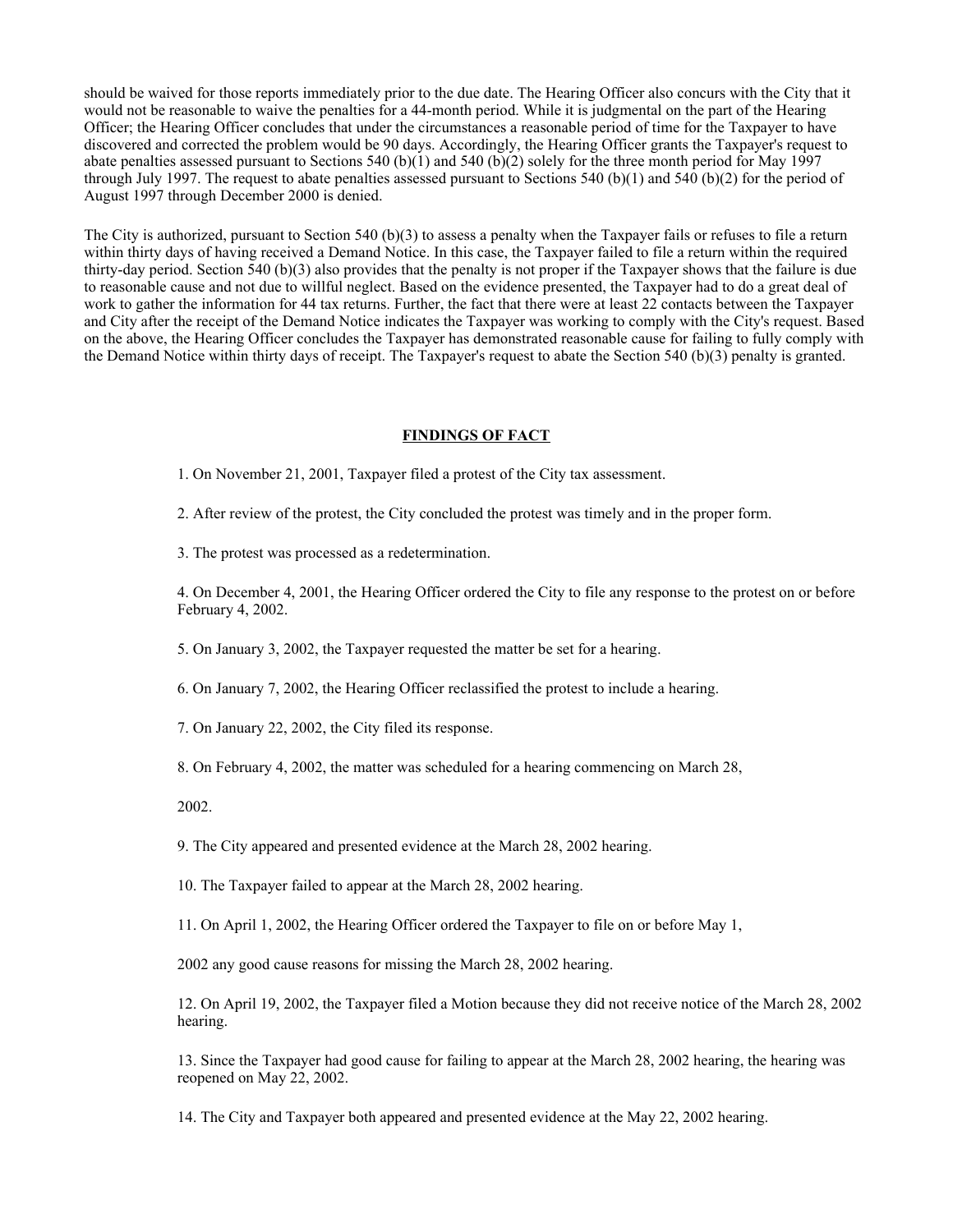should be waived for those reports immediately prior to the due date. The Hearing Officer also concurs with the City that it would not be reasonable to waive the penalties for a 44-month period. While it is judgmental on the part of the Hearing Officer; the Hearing Officer concludes that under the circumstances a reasonable period of time for the Taxpayer to have discovered and corrected the problem would be 90 days. Accordingly, the Hearing Officer grants the Taxpayer's request to abate penalties assessed pursuant to Sections 540 (b)(1) and 540 (b)(2) solely for the three month period for May 1997 through July 1997. The request to abate penalties assessed pursuant to Sections 540 (b)(1) and 540 (b)(2) for the period of August 1997 through December 2000 is denied.

The City is authorized, pursuant to Section 540 (b)(3) to assess a penalty when the Taxpayer fails or refuses to file a return within thirty days of having received a Demand Notice. In this case, the Taxpayer failed to file a return within the required thirty-day period. Section 540 (b)(3) also provides that the penalty is not proper if the Taxpayer shows that the failure is due to reasonable cause and not due to willful neglect. Based on the evidence presented, the Taxpayer had to do a great deal of work to gather the information for 44 tax returns. Further, the fact that there were at least 22 contacts between the Taxpayer and City after the receipt of the Demand Notice indicates the Taxpayer was working to comply with the City's request. Based on the above, the Hearing Officer concludes the Taxpayer has demonstrated reasonable cause for failing to fully comply with the Demand Notice within thirty days of receipt. The Taxpayer's request to abate the Section 540 (b)(3) penalty is granted.

## FINDINGS OF FACT

1. On November 21, 2001, Taxpayer filed a protest of the City tax assessment.

2. After review of the protest, the City concluded the protest was timely and in the proper form.

3. The protest was processed as a redetermination.

4. On December 4, 2001, the Hearing Officer ordered the City to file any response to the protest on or before February 4, 2002.

5. On January 3, 2002, the Taxpayer requested the matter be set for a hearing.

6. On January 7, 2002, the Hearing Officer reclassified the protest to include a hearing.

7. On January 22, 2002, the City filed its response.

8. On February 4, 2002, the matter was scheduled for a hearing commencing on March 28, 2002.

9. The City appeared and presented evidence at the March 28, 2002 hearing.

10. The Taxpayer failed to appear at the March 28, 2002 hearing.

11. On April 1, 2002, the Hearing Officer ordered the Taxpayer to file on or before May 1, 2002 any good cause reasons for missing the March 28, 2002 hearing.

12. On April 19, 2002, the Taxpayer filed a Motion because they did not receive notice of the March 28, 2002 hearing.

13. Since the Taxpayer had good cause for failing to appear at the March 28, 2002 hearing, the hearing was reopened on May 22, 2002.

14. The City and Taxpayer both appeared and presented evidence at the May 22, 2002 hearing.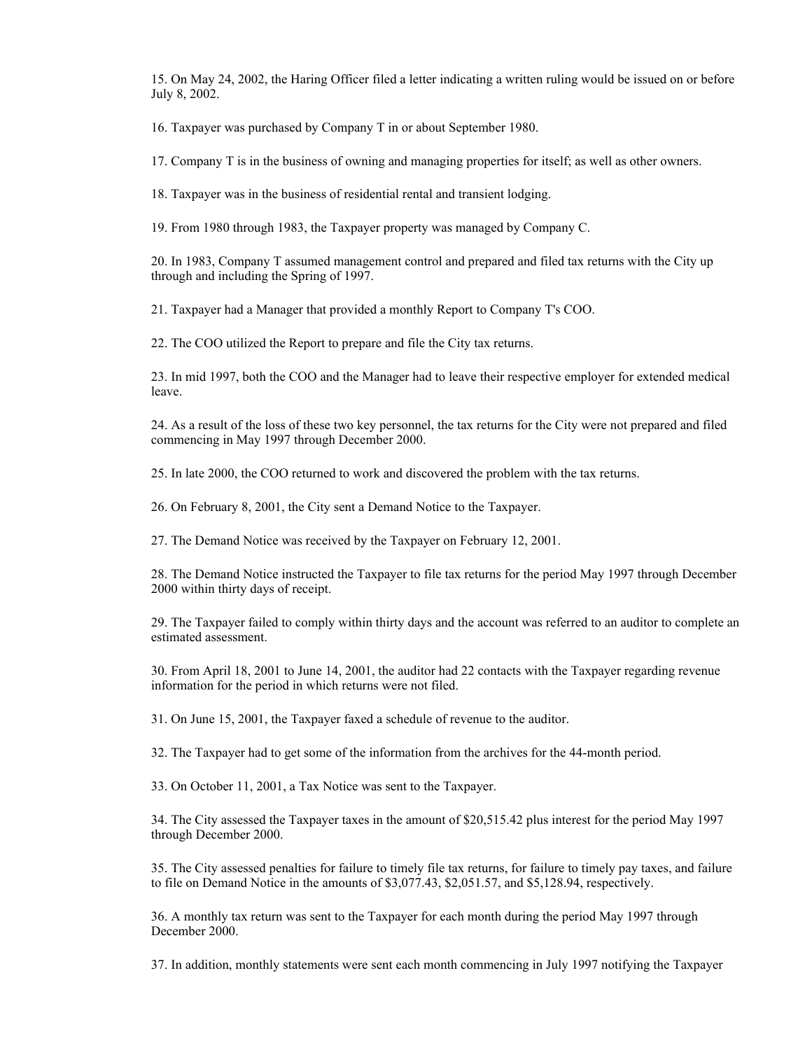15. On May 24, 2002, the Haring Officer filed a letter indicating a written ruling would be issued on or before July 8, 2002.

16. Taxpayer was purchased by Company T in or about September 1980.

17. Company T is in the business of owning and managing properties for itself; as well as other owners.

18. Taxpayer was in the business of residential rental and transient lodging.

19. From 1980 through 1983, the Taxpayer property was managed by Company C.

20. In 1983, Company T assumed management control and prepared and filed tax returns with the City up through and including the Spring of 1997.

21. Taxpayer had a Manager that provided a monthly Report to Company T's COO.

22. The COO utilized the Report to prepare and file the City tax returns.

23. In mid 1997, both the COO and the Manager had to leave their respective employer for extended medical leave.

24. As a result of the loss of these two key personnel, the tax returns for the City were not prepared and filed commencing in May 1997 through December 2000.

25. In late 2000, the COO returned to work and discovered the problem with the tax returns.

26. On February 8, 2001, the City sent a Demand Notice to the Taxpayer.

27. The Demand Notice was received by the Taxpayer on February 12, 2001.

28. The Demand Notice instructed the Taxpayer to file tax returns for the period May 1997 through December 2000 within thirty days of receipt.

29. The Taxpayer failed to comply within thirty days and the account was referred to an auditor to complete an estimated assessment.

30. From April 18, 2001 to June 14, 2001, the auditor had 22 contacts with the Taxpayer regarding revenue information for the period in which returns were not filed.

31. On June 15, 2001, the Taxpayer faxed a schedule of revenue to the auditor.

32. The Taxpayer had to get some of the information from the archives for the 44-month period.

33. On October 11, 2001, a Tax Notice was sent to the Taxpayer.

34. The City assessed the Taxpayer taxes in the amount of $20,515.42 plus interest for the period May 1997 through December 2000.

35. The City assessed penalties for failure to timely file tax returns, for failure to timely pay taxes, and failure to file on Demand Notice in the amounts of $3,077.43, $2,051.57, and $5,128.94, respectively.

36. A monthly tax return was sent to the Taxpayer for each month during the period May 1997 through December 2000.

37. In addition, monthly statements were sent each month commencing in July 1997 notifying the Taxpayer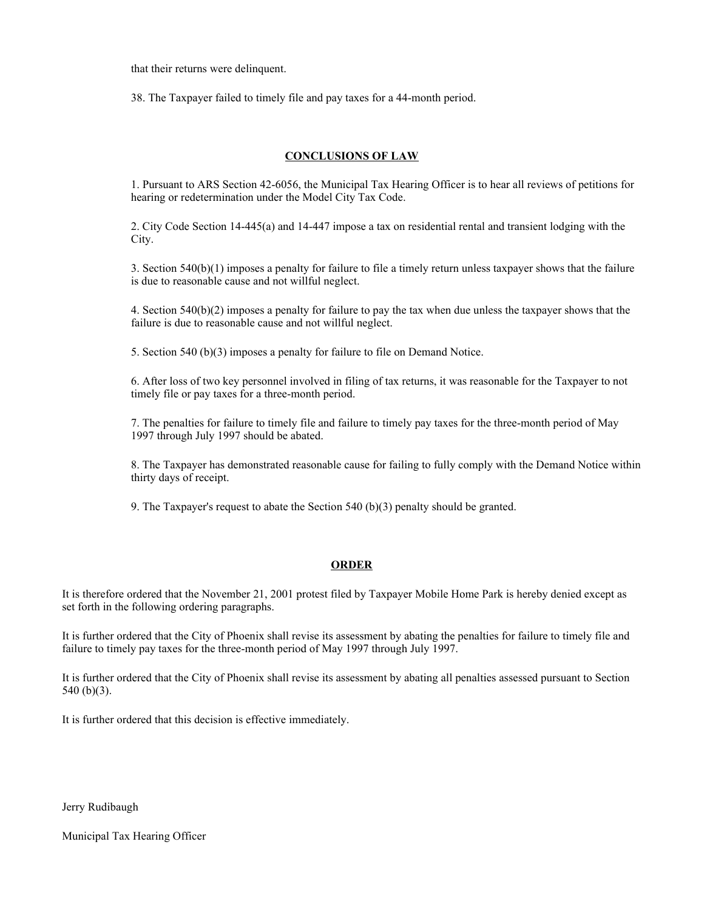that their returns were delinquent.

38. The Taxpayer failed to timely file and pay taxes for a 44-month period.

## CONCLUSIONS OF LAW

1. Pursuant to ARS Section 42-6056, the Municipal Tax Hearing Officer is to hear all reviews of petitions for hearing or redetermination under the Model City Tax Code.

2. City Code Section 14-445(a) and 14-447 impose a tax on residential rental and transient lodging with the City.

3. Section 540(b)(1) imposes a penalty for failure to file a timely return unless taxpayer shows that the failure is due to reasonable cause and not willful neglect.

4. Section 540(b)(2) imposes a penalty for failure to pay the tax when due unless the taxpayer shows that the failure is due to reasonable cause and not willful neglect.

5. Section 540 (b)(3) imposes a penalty for failure to file on Demand Notice.

6. After loss of two key personnel involved in filing of tax returns, it was reasonable for the Taxpayer to not timely file or pay taxes for a three-month period.

7. The penalties for failure to timely file and failure to timely pay taxes for the three-month period of May 1997 through July 1997 should be abated.

8. The Taxpayer has demonstrated reasonable cause for failing to fully comply with the Demand Notice within thirty days of receipt.

9. The Taxpayer's request to abate the Section 540 (b)(3) penalty should be granted.

## ORDER

It is therefore ordered that the November 21, 2001 protest filed by Taxpayer Mobile Home Park is hereby denied except as set forth in the following ordering paragraphs.

It is further ordered that the City of Phoenix shall revise its assessment by abating the penalties for failure to timely file and failure to timely pay taxes for the three-month period of May 1997 through July 1997.

It is further ordered that the City of Phoenix shall revise its assessment by abating all penalties assessed pursuant to Section 540 (b)(3).

It is further ordered that this decision is effective immediately.

Jerry Rudibaugh

Municipal Tax Hearing Officer